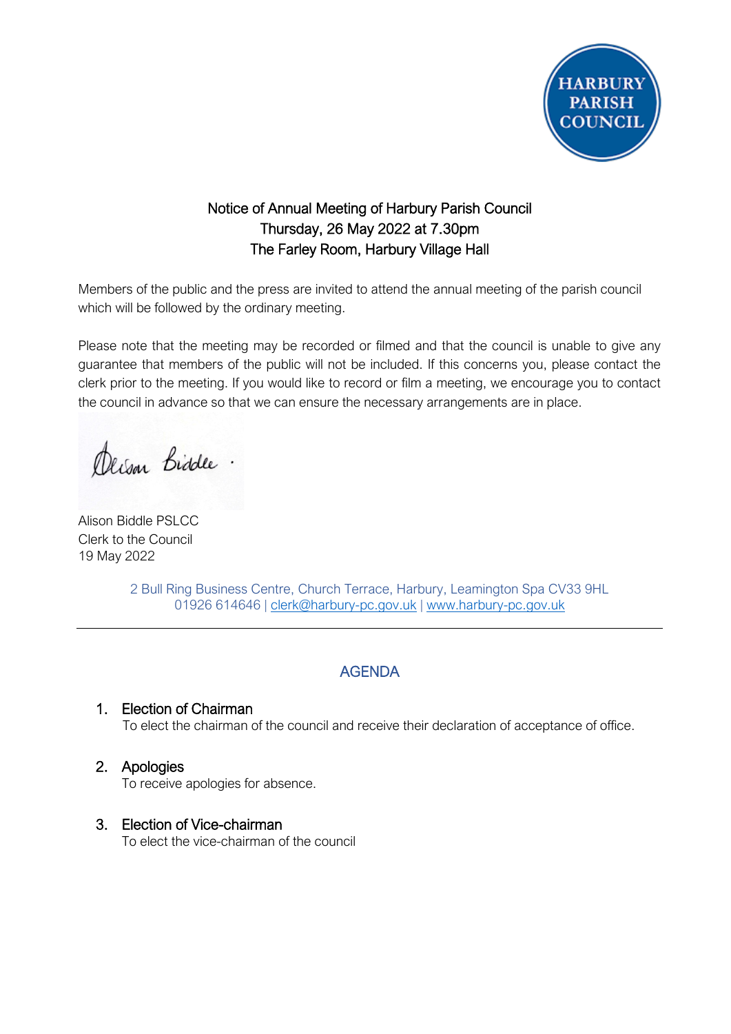HARBURY PARISH COUNCIL

# Notice of Annual Meeting of Harbury Parish Council
## Thursday, 26 May 2022 at 7.30pm
## The Farley Room, Harbury Village Hall

Members of the public and the press are invited to attend the annual meeting of the parish council which will be followed by the ordinary meeting.

Please note that the meeting may be recorded or filmed and that the council is unable to give any guarantee that members of the public will not be included. If this concerns you, please contact the clerk prior to the meeting. If you would like to record or film a meeting, we encourage you to contact the council in advance so that we can ensure the necessary arrangements are in place.

Alison Biddle

Alison Biddle PSLCC
Clerk to the Council
19 May 2022

2 Bull Ring Business Centre, Church Terrace, Harbury, Leamington Spa CV33 9HL
01926 614646 | clerk@harbury-pc.gov.uk | www.harbury-pc.gov.uk

---

## AGENDA

1. **Election of Chairman**
   To elect the chairman of the council and receive their declaration of acceptance of office.

2. **Apologies**
   To receive apologies for absence.

3. **Election of Vice-chairman**
   To elect the vice-chairman of the council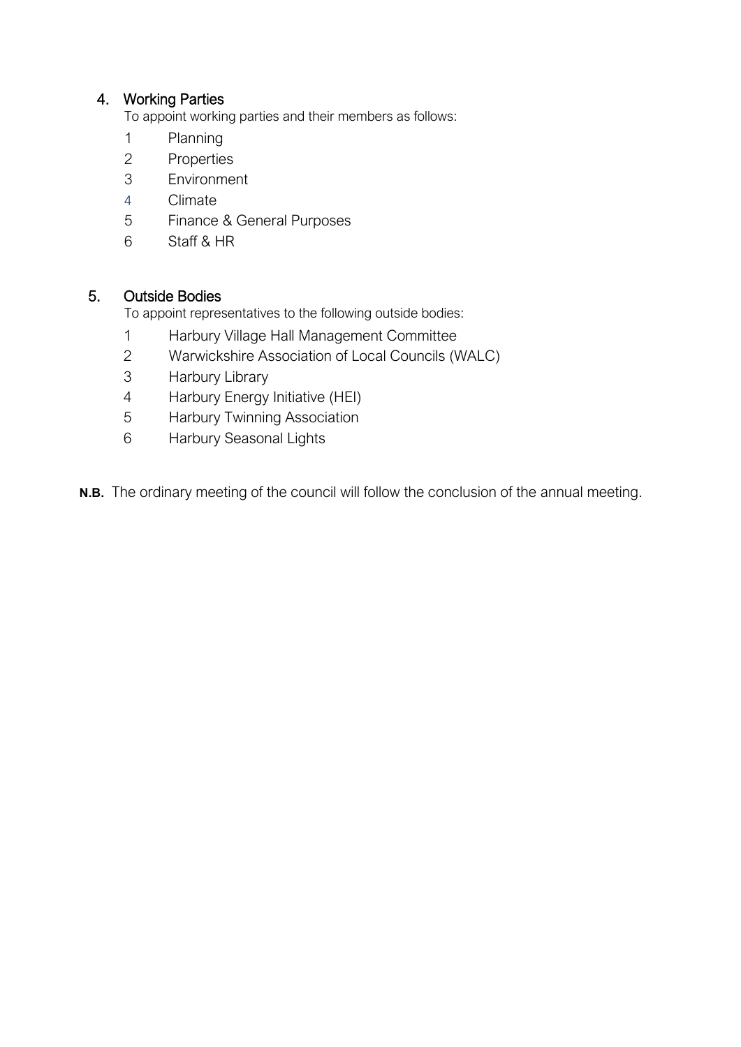## 4. Working Parties

To appoint working parties and their members as follows:

1. Planning
2. Properties
3. Environment
4. Climate
5. Finance & General Purposes
6. Staff & HR

## 5. Outside Bodies

To appoint representatives to the following outside bodies:

1. Harbury Village Hall Management Committee
2. Warwickshire Association of Local Councils (WALC)
3. Harbury Library
4. Harbury Energy Initiative (HEI)
5. Harbury Twinning Association
6. Harbury Seasonal Lights

**N.B.** The ordinary meeting of the council will follow the conclusion of the annual meeting.